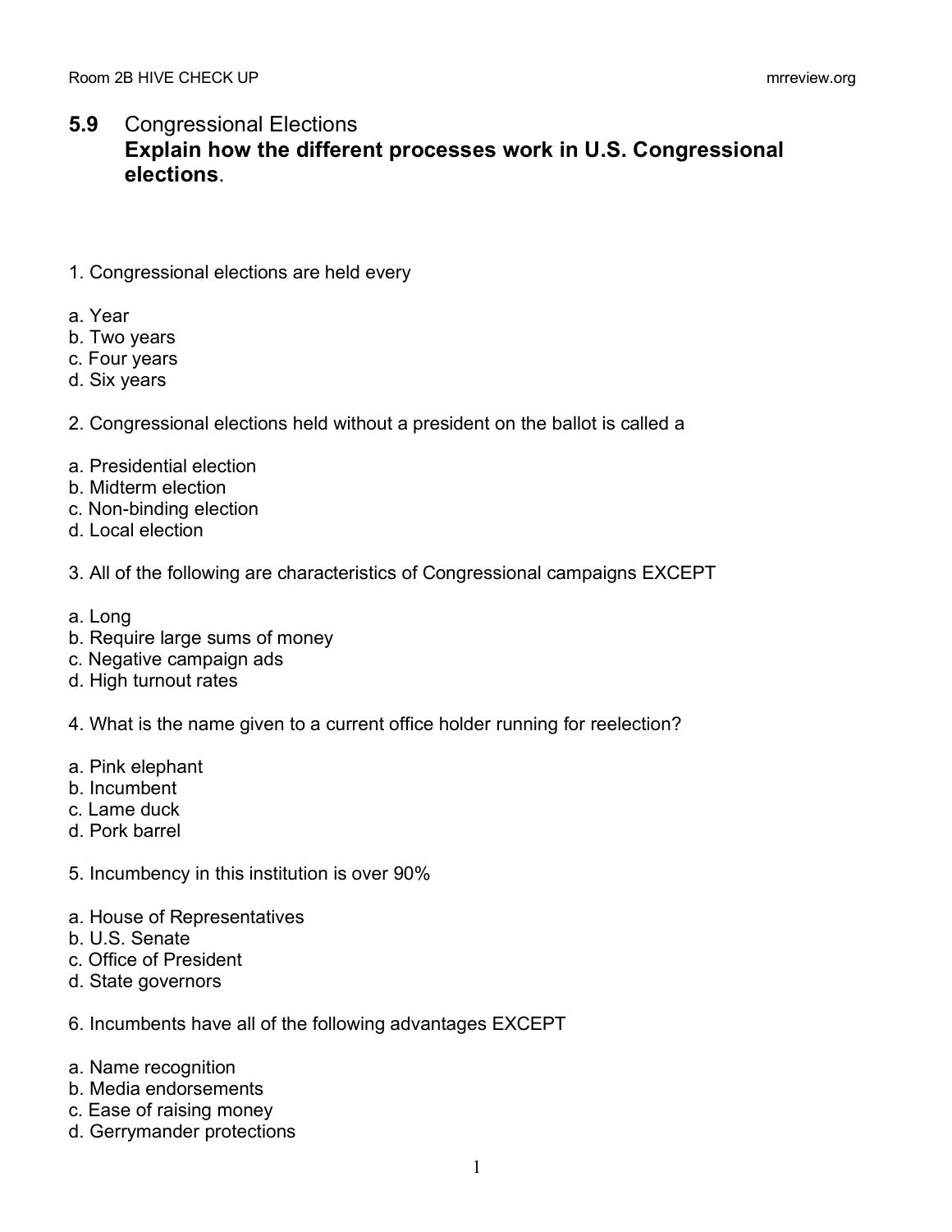## **5.9** Congressional Elections

**Explain how the different processes work in U.S. Congressional elections**.

1. Congressional elections are held every

a. Year
b. Two years
c. Four years
d. Six years

2. Congressional elections held without a president on the ballot is called a

a. Presidential election
b. Midterm election
c. Non-binding election
d. Local election

3. All of the following are characteristics of Congressional campaigns EXCEPT

a. Long
b. Require large sums of money
c. Negative campaign ads
d. High turnout rates

4. What is the name given to a current office holder running for reelection?

a. Pink elephant
b. Incumbent
c. Lame duck
d. Pork barrel

5. Incumbency in this institution is over 90%

a. House of Representatives
b. U.S. Senate
c. Office of President
d. State governors

6. Incumbents have all of the following advantages EXCEPT

a. Name recognition
b. Media endorsements
c. Ease of raising money
d. Gerrymander protections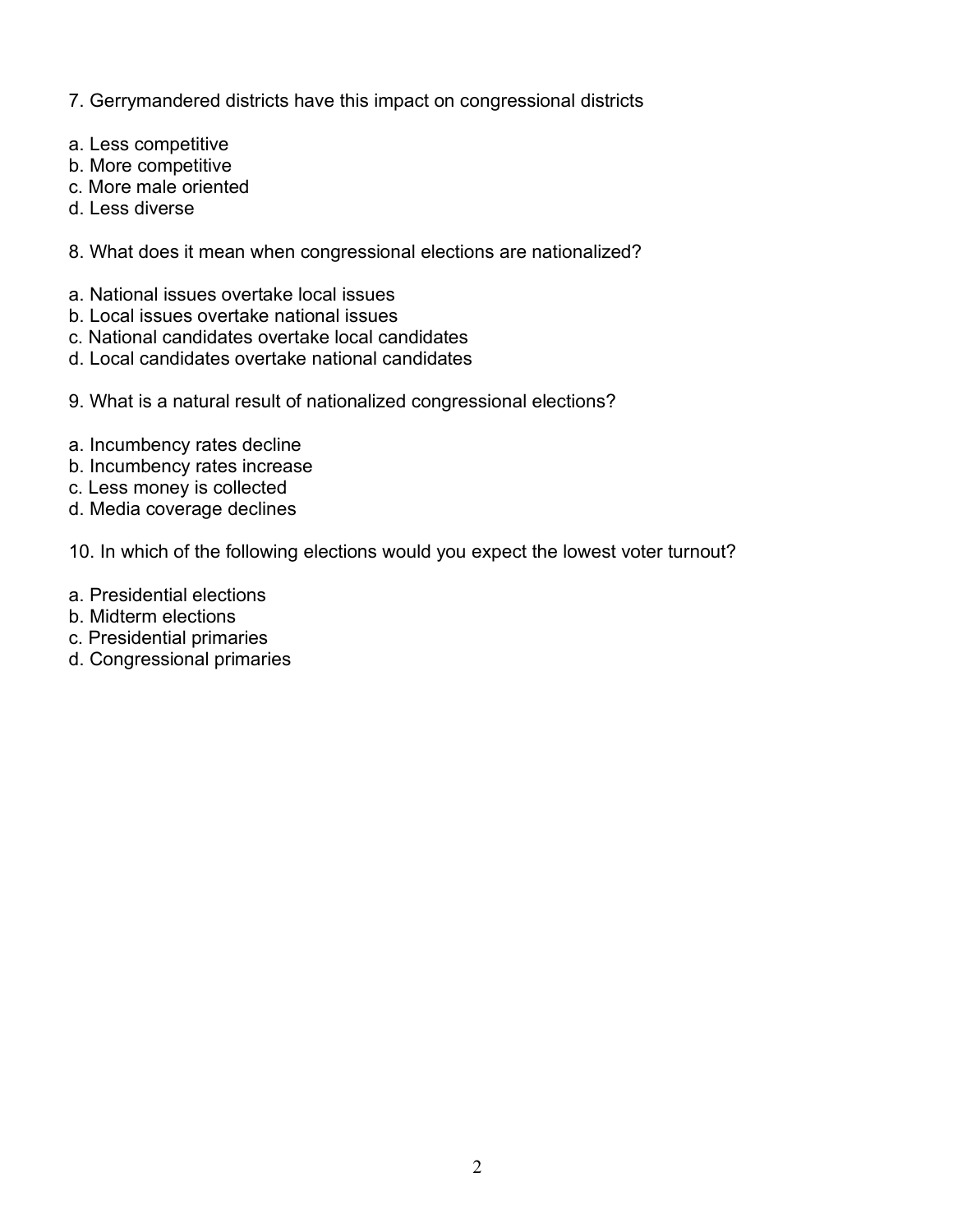7. Gerrymandered districts have this impact on congressional districts

a. Less competitive
b. More competitive
c. More male oriented
d. Less diverse

8. What does it mean when congressional elections are nationalized?

a. National issues overtake local issues
b. Local issues overtake national issues
c. National candidates overtake local candidates
d. Local candidates overtake national candidates

9. What is a natural result of nationalized congressional elections?

a. Incumbency rates decline
b. Incumbency rates increase
c. Less money is collected
d. Media coverage declines

10. In which of the following elections would you expect the lowest voter turnout?

a. Presidential elections
b. Midterm elections
c. Presidential primaries
d. Congressional primaries